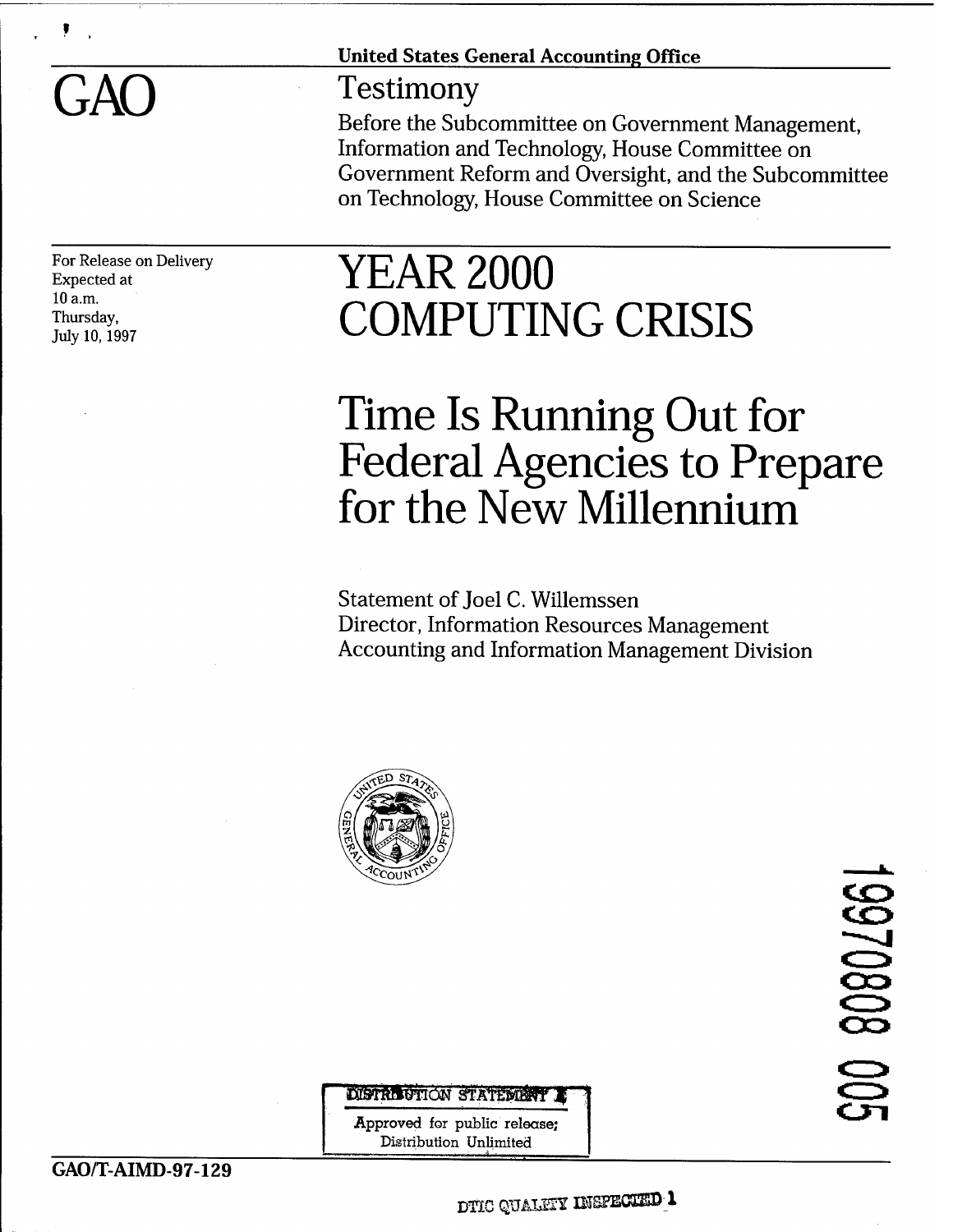United States General Accounting Office

# GAO

## Testimony

Before the Subcommittee on Government Management, Information and Technology, House Committee on Government Reform and Oversight, and the Subcommittee on Technology, House Committee on Science

For Release on Delivery
Expected at
10 a.m.
Thursday,
July 10, 1997

# YEAR 2000 COMPUTING CRISIS

# Time Is Running Out for Federal Agencies to Prepare for the New Millennium

Statement of Joel C. Willemssen
Director, Information Resources Management
Accounting and Information Management Division

19970808 005

DISTRIBUTION STATEMENT A
Approved for public release;
Distribution Unlimited

GAO/T-AIMD-97-129

DTIC QUALITY INSPECTED 1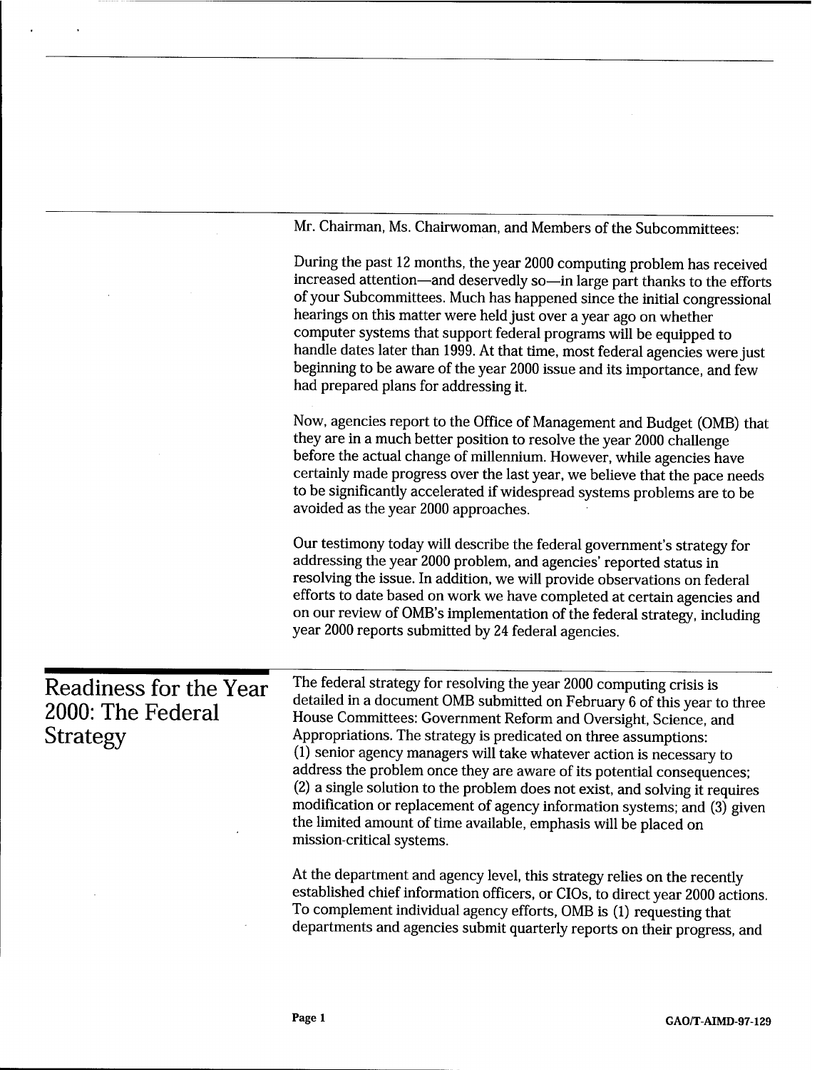Mr. Chairman, Ms. Chairwoman, and Members of the Subcommittees:

During the past 12 months, the year 2000 computing problem has received increased attention—and deservedly so—in large part thanks to the efforts of your Subcommittees. Much has happened since the initial congressional hearings on this matter were held just over a year ago on whether computer systems that support federal programs will be equipped to handle dates later than 1999. At that time, most federal agencies were just beginning to be aware of the year 2000 issue and its importance, and few had prepared plans for addressing it.

Now, agencies report to the Office of Management and Budget (OMB) that they are in a much better position to resolve the year 2000 challenge before the actual change of millennium. However, while agencies have certainly made progress over the last year, we believe that the pace needs to be significantly accelerated if widespread systems problems are to be avoided as the year 2000 approaches.

Our testimony today will describe the federal government's strategy for addressing the year 2000 problem, and agencies' reported status in resolving the issue. In addition, we will provide observations on federal efforts to date based on work we have completed at certain agencies and on our review of OMB's implementation of the federal strategy, including year 2000 reports submitted by 24 federal agencies.

## Readiness for the Year 2000: The Federal Strategy

The federal strategy for resolving the year 2000 computing crisis is detailed in a document OMB submitted on February 6 of this year to three House Committees: Government Reform and Oversight, Science, and Appropriations. The strategy is predicated on three assumptions: (1) senior agency managers will take whatever action is necessary to address the problem once they are aware of its potential consequences; (2) a single solution to the problem does not exist, and solving it requires modification or replacement of agency information systems; and (3) given the limited amount of time available, emphasis will be placed on mission-critical systems.

At the department and agency level, this strategy relies on the recently established chief information officers, or CIOs, to direct year 2000 actions. To complement individual agency efforts, OMB is (1) requesting that departments and agencies submit quarterly reports on their progress, and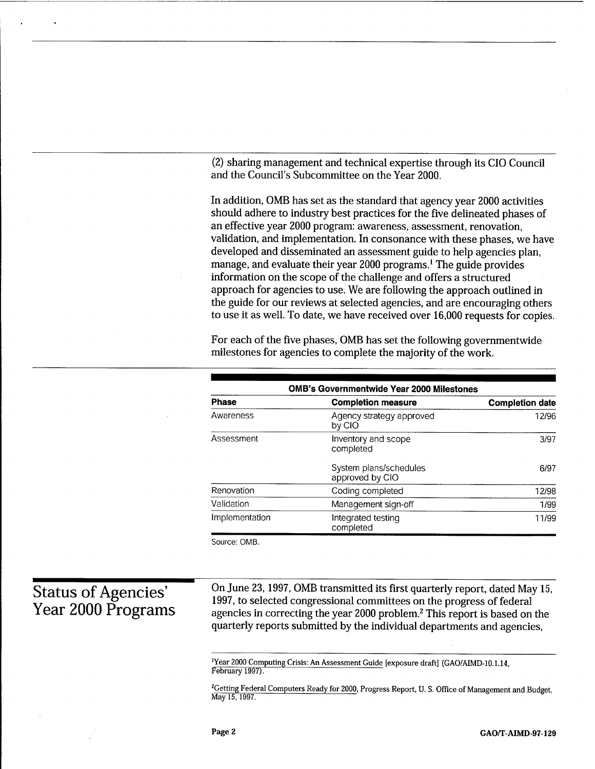(2) sharing management and technical expertise through its CIO Council and the Council's Subcommittee on the Year 2000.

In addition, OMB has set as the standard that agency year 2000 activities should adhere to industry best practices for the five delineated phases of an effective year 2000 program: awareness, assessment, renovation, validation, and implementation. In consonance with these phases, we have developed and disseminated an assessment guide to help agencies plan, manage, and evaluate their year 2000 programs.[1] The guide provides information on the scope of the challenge and offers a structured approach for agencies to use. We are following the approach outlined in the guide for our reviews at selected agencies, and are encouraging others to use it as well. To date, we have received over 16,000 requests for copies.

For each of the five phases, OMB has set the following governmentwide milestones for agencies to complete the majority of the work.

**OMB's Governmentwide Year 2000 Milestones**

| Phase | Completion measure | Completion date |
|---|---|---|
| Awareness | Agency strategy approved by CIO | 12/96 |
| Assessment | Inventory and scope completed | 3/97 |
| | System plans/schedules approved by CIO | 6/97 |
| Renovation | Coding completed | 12/98 |
| Validation | Management sign-off | 1/99 |
| Implementation | Integrated testing completed | 11/99 |

Source: OMB.

## Status of Agencies' Year 2000 Programs

On June 23, 1997, OMB transmitted its first quarterly report, dated May 15, 1997, to selected congressional committees on the progress of federal agencies in correcting the year 2000 problem.[2] This report is based on the quarterly reports submitted by the individual departments and agencies,

[1] Year 2000 Computing Crisis: An Assessment Guide [exposure draft] (GAO/AIMD-10.1.14, February 1997).

[2] Getting Federal Computers Ready for 2000, Progress Report, U. S. Office of Management and Budget, May 15, 1997.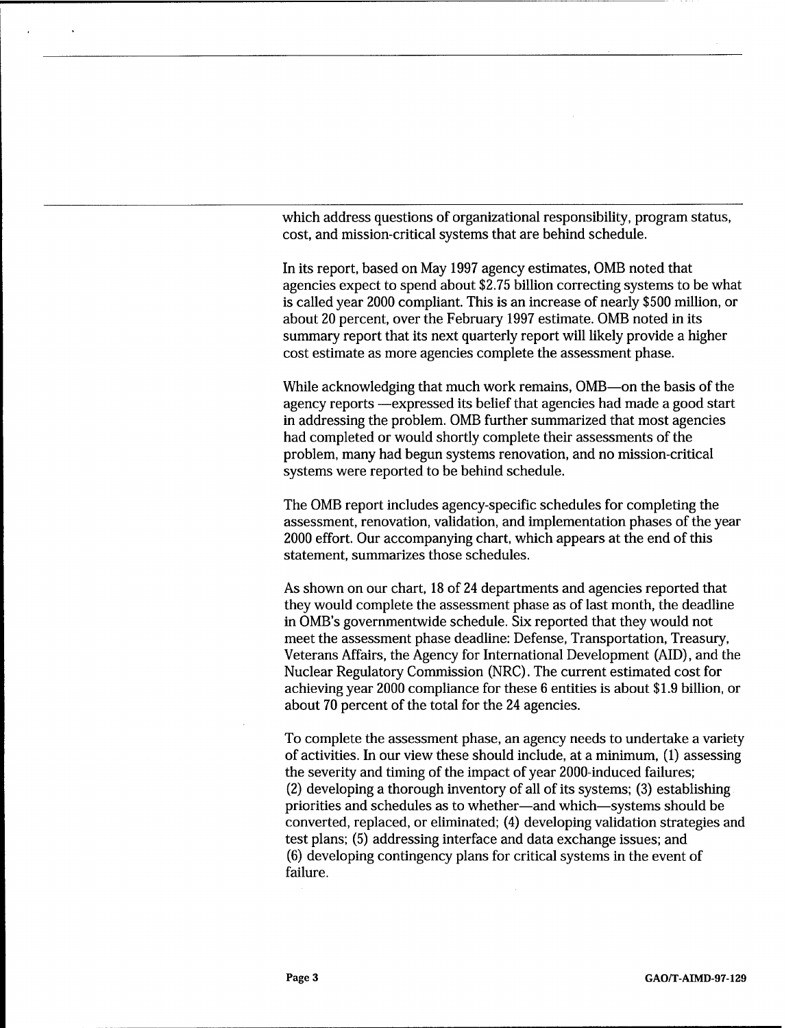which address questions of organizational responsibility, program status, cost, and mission-critical systems that are behind schedule.

In its report, based on May 1997 agency estimates, OMB noted that agencies expect to spend about $2.75 billion correcting systems to be what is called year 2000 compliant. This is an increase of nearly $500 million, or about 20 percent, over the February 1997 estimate. OMB noted in its summary report that its next quarterly report will likely provide a higher cost estimate as more agencies complete the assessment phase.

While acknowledging that much work remains, OMB—on the basis of the agency reports —expressed its belief that agencies had made a good start in addressing the problem. OMB further summarized that most agencies had completed or would shortly complete their assessments of the problem, many had begun systems renovation, and no mission-critical systems were reported to be behind schedule.

The OMB report includes agency-specific schedules for completing the assessment, renovation, validation, and implementation phases of the year 2000 effort. Our accompanying chart, which appears at the end of this statement, summarizes those schedules.

As shown on our chart, 18 of 24 departments and agencies reported that they would complete the assessment phase as of last month, the deadline in OMB's governmentwide schedule. Six reported that they would not meet the assessment phase deadline: Defense, Transportation, Treasury, Veterans Affairs, the Agency for International Development (AID), and the Nuclear Regulatory Commission (NRC). The current estimated cost for achieving year 2000 compliance for these 6 entities is about $1.9 billion, or about 70 percent of the total for the 24 agencies.

To complete the assessment phase, an agency needs to undertake a variety of activities. In our view these should include, at a minimum, (1) assessing the severity and timing of the impact of year 2000-induced failures; (2) developing a thorough inventory of all of its systems; (3) establishing priorities and schedules as to whether—and which—systems should be converted, replaced, or eliminated; (4) developing validation strategies and test plans; (5) addressing interface and data exchange issues; and (6) developing contingency plans for critical systems in the event of failure.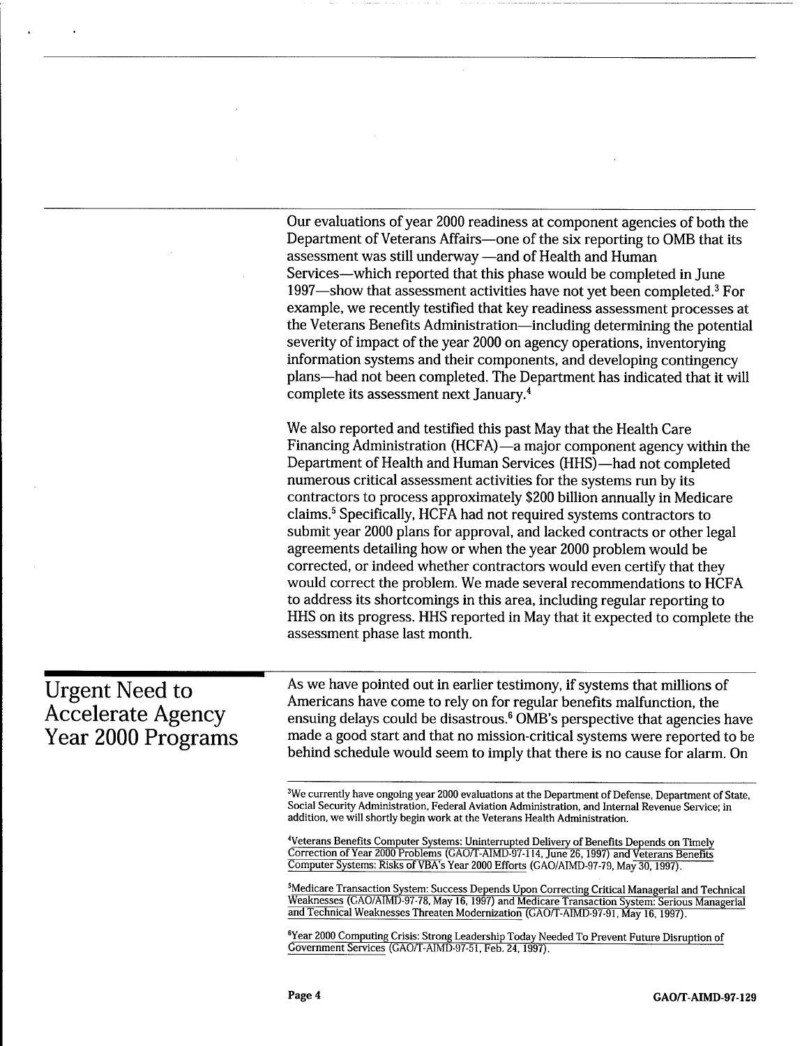Our evaluations of year 2000 readiness at component agencies of both the Department of Veterans Affairs—one of the six reporting to OMB that its assessment was still underway —and of Health and Human Services—which reported that this phase would be completed in June 1997—show that assessment activities have not yet been completed.[3] For example, we recently testified that key readiness assessment processes at the Veterans Benefits Administration—including determining the potential severity of impact of the year 2000 on agency operations, inventorying information systems and their components, and developing contingency plans—had not been completed. The Department has indicated that it will complete its assessment next January.[4]

We also reported and testified this past May that the Health Care Financing Administration (HCFA)—a major component agency within the Department of Health and Human Services (HHS)—had not completed numerous critical assessment activities for the systems run by its contractors to process approximately $200 billion annually in Medicare claims.[5] Specifically, HCFA had not required systems contractors to submit year 2000 plans for approval, and lacked contracts or other legal agreements detailing how or when the year 2000 problem would be corrected, or indeed whether contractors would even certify that they would correct the problem. We made several recommendations to HCFA to address its shortcomings in this area, including regular reporting to HHS on its progress. HHS reported in May that it expected to complete the assessment phase last month.

## Urgent Need to Accelerate Agency Year 2000 Programs

As we have pointed out in earlier testimony, if systems that millions of Americans have come to rely on for regular benefits malfunction, the ensuing delays could be disastrous.[6] OMB's perspective that agencies have made a good start and that no mission-critical systems were reported to be behind schedule would seem to imply that there is no cause for alarm. On

---

[3] We currently have ongoing year 2000 evaluations at the Department of Defense, Department of State, Social Security Administration, Federal Aviation Administration, and Internal Revenue Service; in addition, we will shortly begin work at the Veterans Health Administration.

[4] Veterans Benefits Computer Systems: Uninterrupted Delivery of Benefits Depends on Timely Correction of Year 2000 Problems (GAO/T-AIMD-97-114, June 26, 1997) and Veterans Benefits Computer Systems: Risks of VBA's Year 2000 Efforts (GAO/AIMD-97-79, May 30, 1997).

[5] Medicare Transaction System: Success Depends Upon Correcting Critical Managerial and Technical Weaknesses (GAO/AIMD-97-78, May 16, 1997) and Medicare Transaction System: Serious Managerial and Technical Weaknesses Threaten Modernization (GAO/T-AIMD-97-91, May 16, 1997).

[6] Year 2000 Computing Crisis: Strong Leadership Today Needed To Prevent Future Disruption of Government Services (GAO/T-AIMD-97-51, Feb. 24, 1997).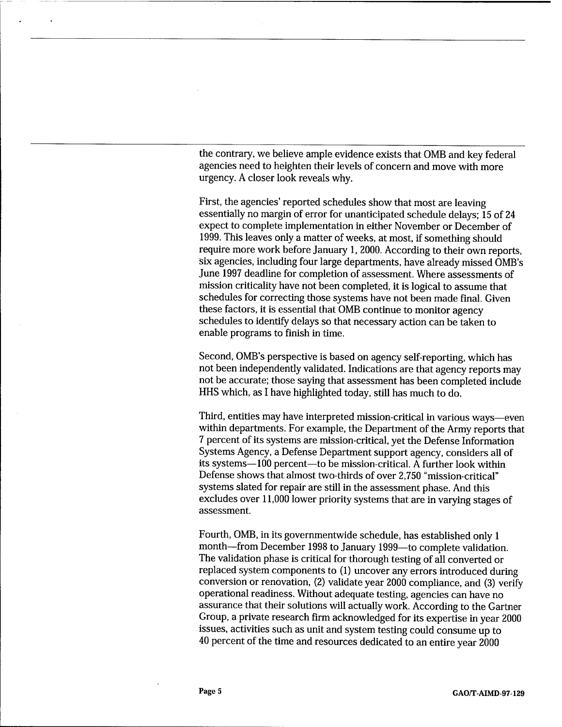the contrary, we believe ample evidence exists that OMB and key federal agencies need to heighten their levels of concern and move with more urgency. A closer look reveals why.

First, the agencies' reported schedules show that most are leaving essentially no margin of error for unanticipated schedule delays; 15 of 24 expect to complete implementation in either November or December of 1999. This leaves only a matter of weeks, at most, if something should require more work before January 1, 2000. According to their own reports, six agencies, including four large departments, have already missed OMB's June 1997 deadline for completion of assessment. Where assessments of mission criticality have not been completed, it is logical to assume that schedules for correcting those systems have not been made final. Given these factors, it is essential that OMB continue to monitor agency schedules to identify delays so that necessary action can be taken to enable programs to finish in time.

Second, OMB's perspective is based on agency self-reporting, which has not been independently validated. Indications are that agency reports may not be accurate; those saying that assessment has been completed include HHS which, as I have highlighted today, still has much to do.

Third, entities may have interpreted mission-critical in various ways—even within departments. For example, the Department of the Army reports that 7 percent of its systems are mission-critical, yet the Defense Information Systems Agency, a Defense Department support agency, considers all of its systems—100 percent—to be mission-critical. A further look within Defense shows that almost two-thirds of over 2,750 "mission-critical" systems slated for repair are still in the assessment phase. And this excludes over 11,000 lower priority systems that are in varying stages of assessment.

Fourth, OMB, in its governmentwide schedule, has established only 1 month—from December 1998 to January 1999—to complete validation. The validation phase is critical for thorough testing of all converted or replaced system components to (1) uncover any errors introduced during conversion or renovation, (2) validate year 2000 compliance, and (3) verify operational readiness. Without adequate testing, agencies can have no assurance that their solutions will actually work. According to the Gartner Group, a private research firm acknowledged for its expertise in year 2000 issues, activities such as unit and system testing could consume up to 40 percent of the time and resources dedicated to an entire year 2000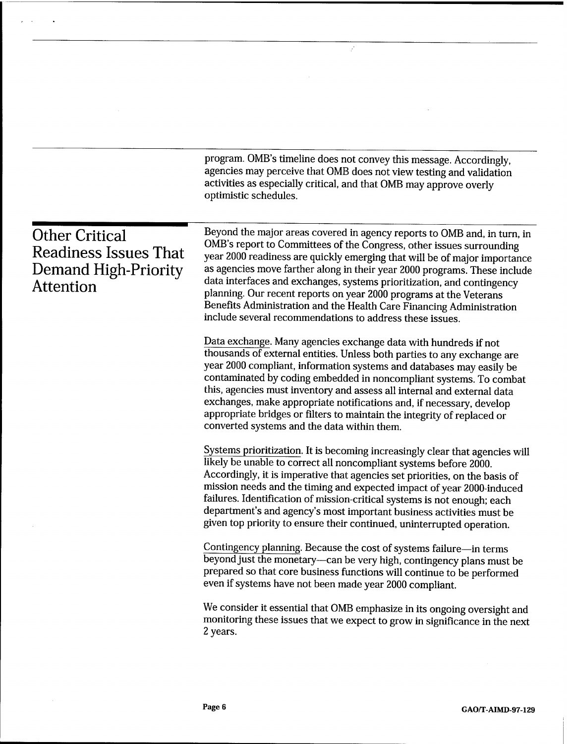program. OMB's timeline does not convey this message. Accordingly, agencies may perceive that OMB does not view testing and validation activities as especially critical, and that OMB may approve overly optimistic schedules.

## Other Critical Readiness Issues That Demand High-Priority Attention

Beyond the major areas covered in agency reports to OMB and, in turn, in OMB's report to Committees of the Congress, other issues surrounding year 2000 readiness are quickly emerging that will be of major importance as agencies move farther along in their year 2000 programs. These include data interfaces and exchanges, systems prioritization, and contingency planning. Our recent reports on year 2000 programs at the Veterans Benefits Administration and the Health Care Financing Administration include several recommendations to address these issues.

Data exchange. Many agencies exchange data with hundreds if not thousands of external entities. Unless both parties to any exchange are year 2000 compliant, information systems and databases may easily be contaminated by coding embedded in noncompliant systems. To combat this, agencies must inventory and assess all internal and external data exchanges, make appropriate notifications and, if necessary, develop appropriate bridges or filters to maintain the integrity of replaced or converted systems and the data within them.

Systems prioritization. It is becoming increasingly clear that agencies will likely be unable to correct all noncompliant systems before 2000. Accordingly, it is imperative that agencies set priorities, on the basis of mission needs and the timing and expected impact of year 2000-induced failures. Identification of mission-critical systems is not enough; each department's and agency's most important business activities must be given top priority to ensure their continued, uninterrupted operation.

Contingency planning. Because the cost of systems failure—in terms beyond just the monetary—can be very high, contingency plans must be prepared so that core business functions will continue to be performed even if systems have not been made year 2000 compliant.

We consider it essential that OMB emphasize in its ongoing oversight and monitoring these issues that we expect to grow in significance in the next 2 years.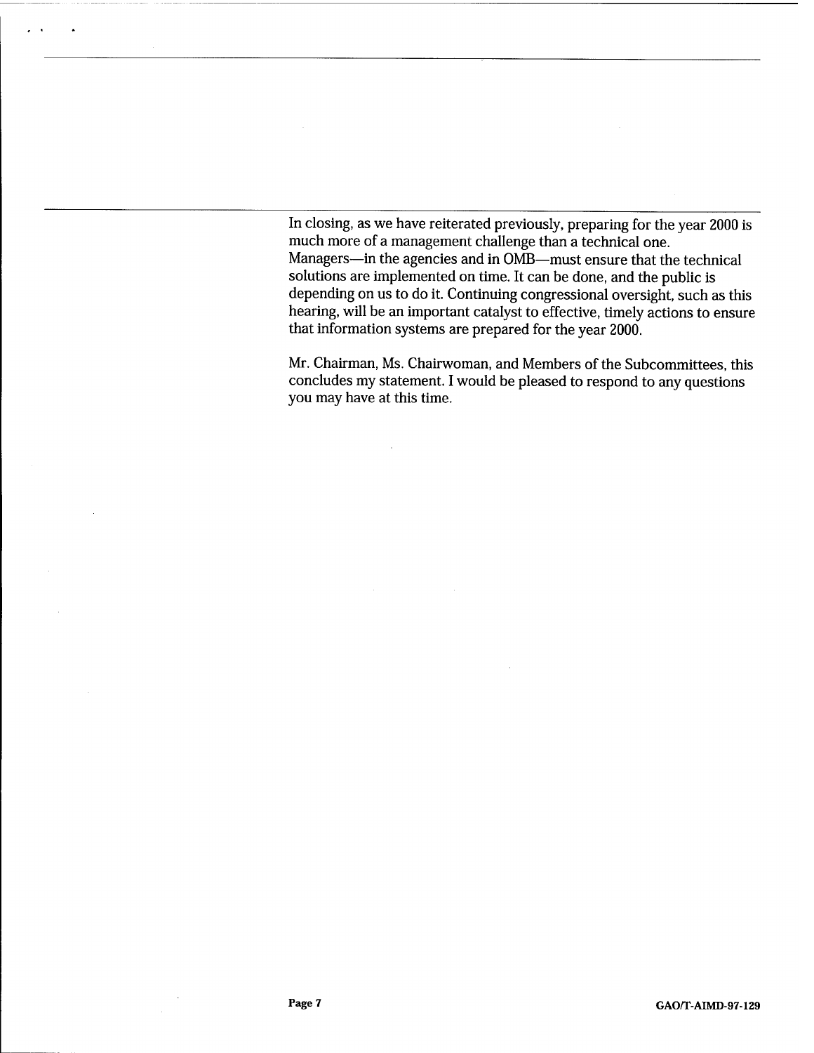In closing, as we have reiterated previously, preparing for the year 2000 is much more of a management challenge than a technical one. Managers—in the agencies and in OMB—must ensure that the technical solutions are implemented on time. It can be done, and the public is depending on us to do it. Continuing congressional oversight, such as this hearing, will be an important catalyst to effective, timely actions to ensure that information systems are prepared for the year 2000.

Mr. Chairman, Ms. Chairwoman, and Members of the Subcommittees, this concludes my statement. I would be pleased to respond to any questions you may have at this time.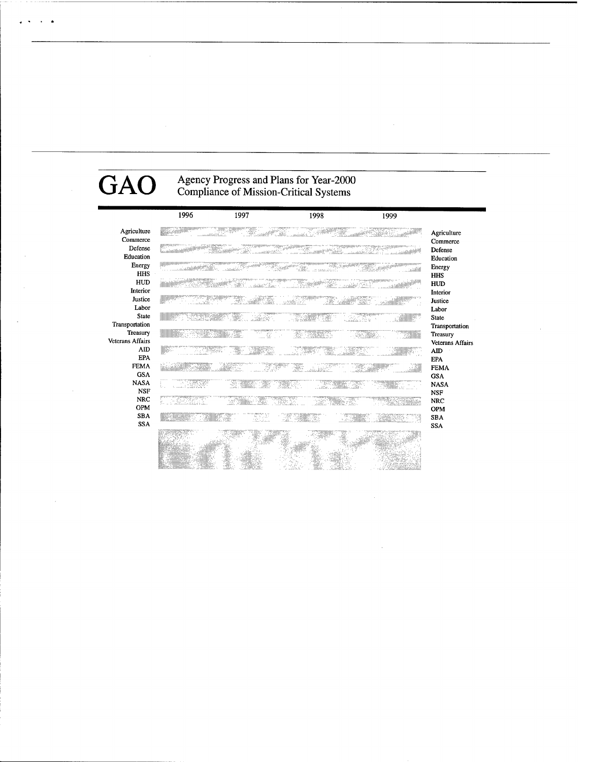# GAO

## Agency Progress and Plans for Year-2000 Compliance of Mission-Critical Systems

1996
1997
1998
1999

Agriculture
Commerce
Defense
Education
Energy
HHS
HUD
Interior
Justice
Labor
State
Transportation
Treasury
Veterans Affairs
AID
EPA
FEMA
GSA
NASA
NSF
NRC
OPM
SBA
SSA

Agriculture
Commerce
Defense
Education
Energy
HHS
HUD
Interior
Justice
Labor
State
Transportation
Treasury
Veterans Affairs
AID
EPA
FEMA
GSA
NASA
NSF
NRC
OPM
SBA
SSA